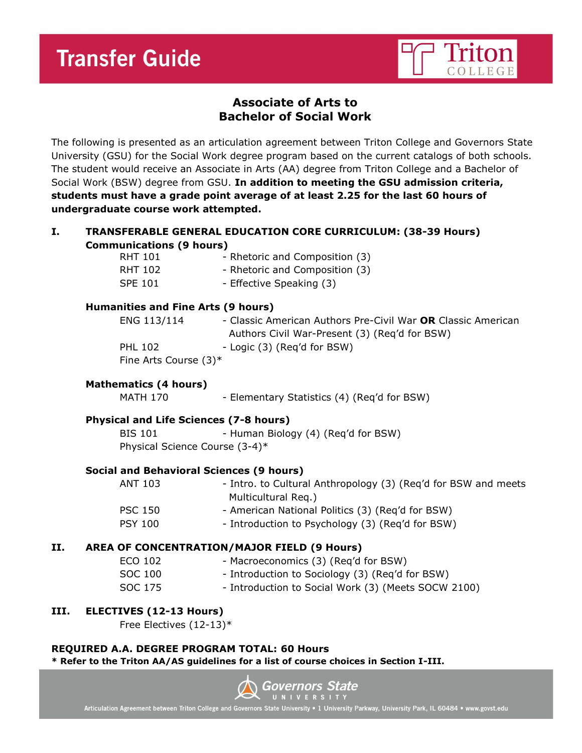# Transfer Guide

Triton College

## Associate of Arts to Bachelor of Social Work

The following is presented as an articulation agreement between Triton College and Governors State University (GSU) for the Social Work degree program based on the current catalogs of both schools. The student would receive an Associate in Arts (AA) degree from Triton College and a Bachelor of Social Work (BSW) degree from GSU. **In addition to meeting the GSU admission criteria, students must have a grade point average of at least 2.25 for the last 60 hours of undergraduate course work attempted.**

### I. TRANSFERABLE GENERAL EDUCATION CORE CURRICULUM: (38-39 Hours)

**Communications (9 hours)**

| | |
|---|---|
| RHT 101 | - Rhetoric and Composition (3) |
| RHT 102 | - Rhetoric and Composition (3) |
| SPE 101 | - Effective Speaking (3) |

**Humanities and Fine Arts (9 hours)**

| | |
|---|---|
| ENG 113/114 | - Classic American Authors Pre-Civil War **OR** Classic American Authors Civil War-Present (3) (Req'd for BSW) |
| PHL 102 | - Logic (3) (Req'd for BSW) |
| Fine Arts Course (3)* | |

**Mathematics (4 hours)**

| | |
|---|---|
| MATH 170 | - Elementary Statistics (4) (Req'd for BSW) |

**Physical and Life Sciences (7-8 hours)**

| | |
|---|---|
| BIS 101 | - Human Biology (4) (Req'd for BSW) |
| Physical Science Course (3-4)* | |

**Social and Behavioral Sciences (9 hours)**

| | |
|---|---|
| ANT 103 | - Intro. to Cultural Anthropology (3) (Req'd for BSW and meets Multicultural Req.) |
| PSC 150 | - American National Politics (3) (Req'd for BSW) |
| PSY 100 | - Introduction to Psychology (3) (Req'd for BSW) |

### II. AREA OF CONCENTRATION/MAJOR FIELD (9 Hours)

| | |
|---|---|
| ECO 102 | - Macroeconomics (3) (Req'd for BSW) |
| SOC 100 | - Introduction to Sociology (3) (Req'd for BSW) |
| SOC 175 | - Introduction to Social Work (3) (Meets SOCW 2100) |

### III. ELECTIVES (12-13 Hours)

Free Electives (12-13)*

**REQUIRED A.A. DEGREE PROGRAM TOTAL: 60 Hours**

**\* Refer to the Triton AA/AS guidelines for a list of course choices in Section I-III.**

Governors State University

Articulation Agreement between Triton College and Governors State University • 1 University Parkway, University Park, IL 60484 • www.govst.edu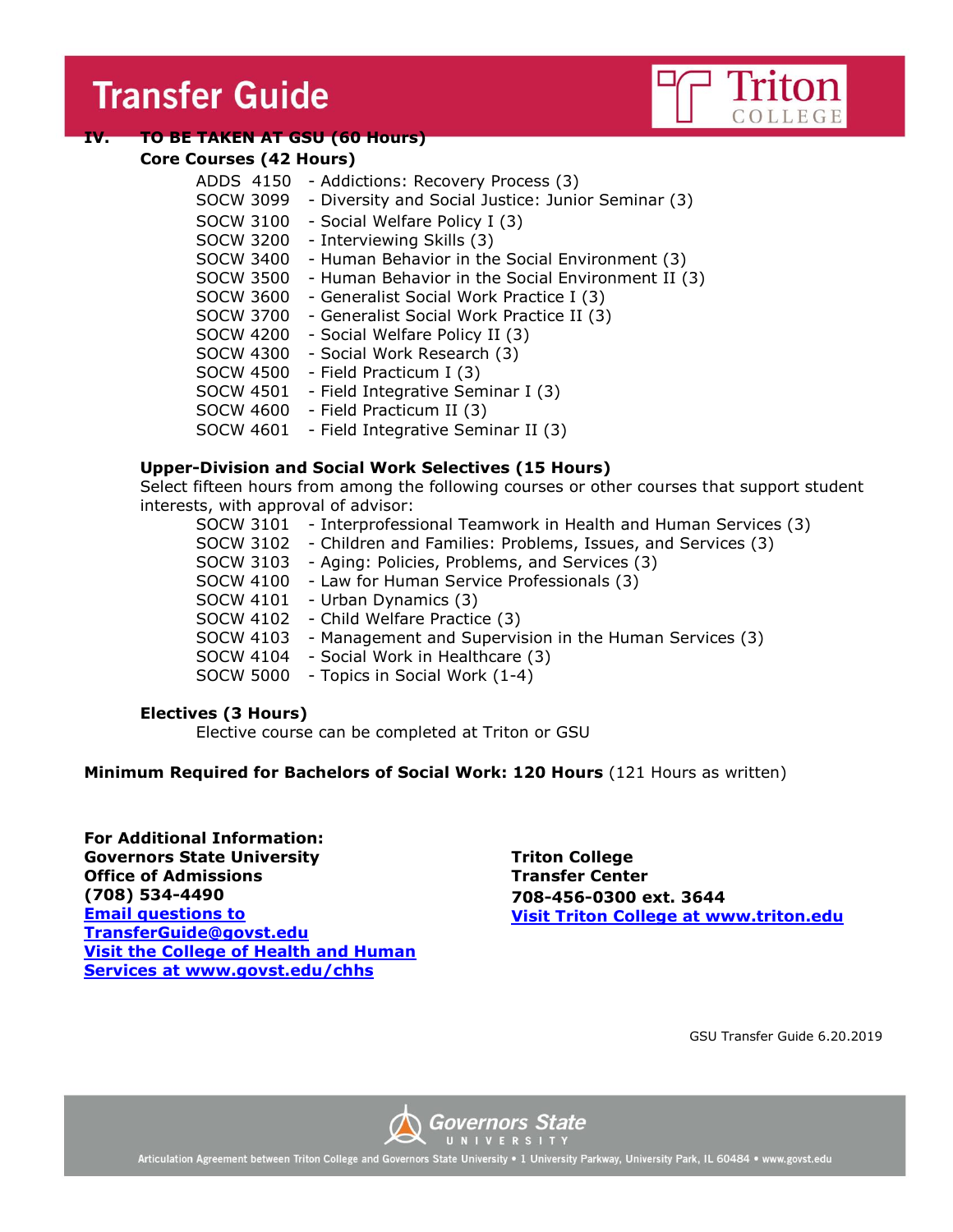## IV. TO BE TAKEN AT GSU (60 Hours)

### Core Courses (42 Hours)

ADDS 4150 - Addictions: Recovery Process (3)
SOCW 3099 - Diversity and Social Justice: Junior Seminar (3)
SOCW 3100 - Social Welfare Policy I (3)
SOCW 3200 - Interviewing Skills (3)
SOCW 3400 - Human Behavior in the Social Environment (3)
SOCW 3500 - Human Behavior in the Social Environment II (3)
SOCW 3600 - Generalist Social Work Practice I (3)
SOCW 3700 - Generalist Social Work Practice II (3)
SOCW 4200 - Social Welfare Policy II (3)
SOCW 4300 - Social Work Research (3)
SOCW 4500 - Field Practicum I (3)
SOCW 4501 - Field Integrative Seminar I (3)
SOCW 4600 - Field Practicum II (3)
SOCW 4601 - Field Integrative Seminar II (3)

### Upper-Division and Social Work Selectives (15 Hours)

Select fifteen hours from among the following courses or other courses that support student interests, with approval of advisor:

SOCW 3101 - Interprofessional Teamwork in Health and Human Services (3)
SOCW 3102 - Children and Families: Problems, Issues, and Services (3)
SOCW 3103 - Aging: Policies, Problems, and Services (3)
SOCW 4100 - Law for Human Service Professionals (3)
SOCW 4101 - Urban Dynamics (3)
SOCW 4102 - Child Welfare Practice (3)
SOCW 4103 - Management and Supervision in the Human Services (3)
SOCW 4104 - Social Work in Healthcare (3)
SOCW 5000 - Topics in Social Work (1-4)

### Electives (3 Hours)

Elective course can be completed at Triton or GSU

**Minimum Required for Bachelors of Social Work: 120 Hours** (121 Hours as written)

**For Additional Information:**
**Governors State University**
**Office of Admissions**
**(708) 534-4490**
**Email questions to TransferGuide@govst.edu**
**Visit the College of Health and Human Services at www.govst.edu/chhs**

**Triton College**
**Transfer Center**
**708-456-0300 ext. 3644**
**Visit Triton College at www.triton.edu**

GSU Transfer Guide 6.20.2019